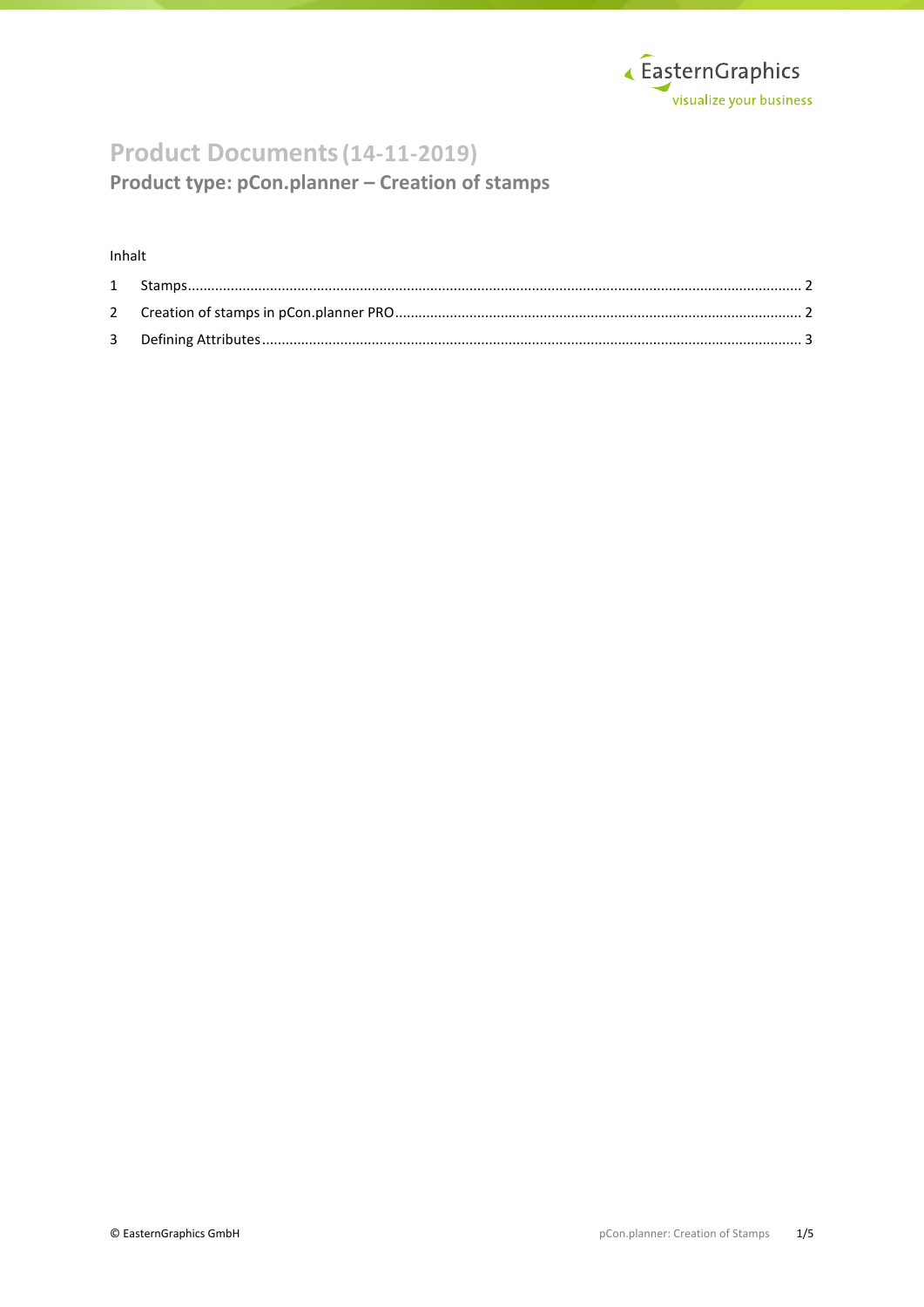# Product Documents (14-11-2019)

## Product type: pCon.planner – Creation of stamps

Inhalt

1 Stamps ..... 2

2 Creation of stamps in pCon.planner PRO ..... 2

3 Defining Attributes ..... 3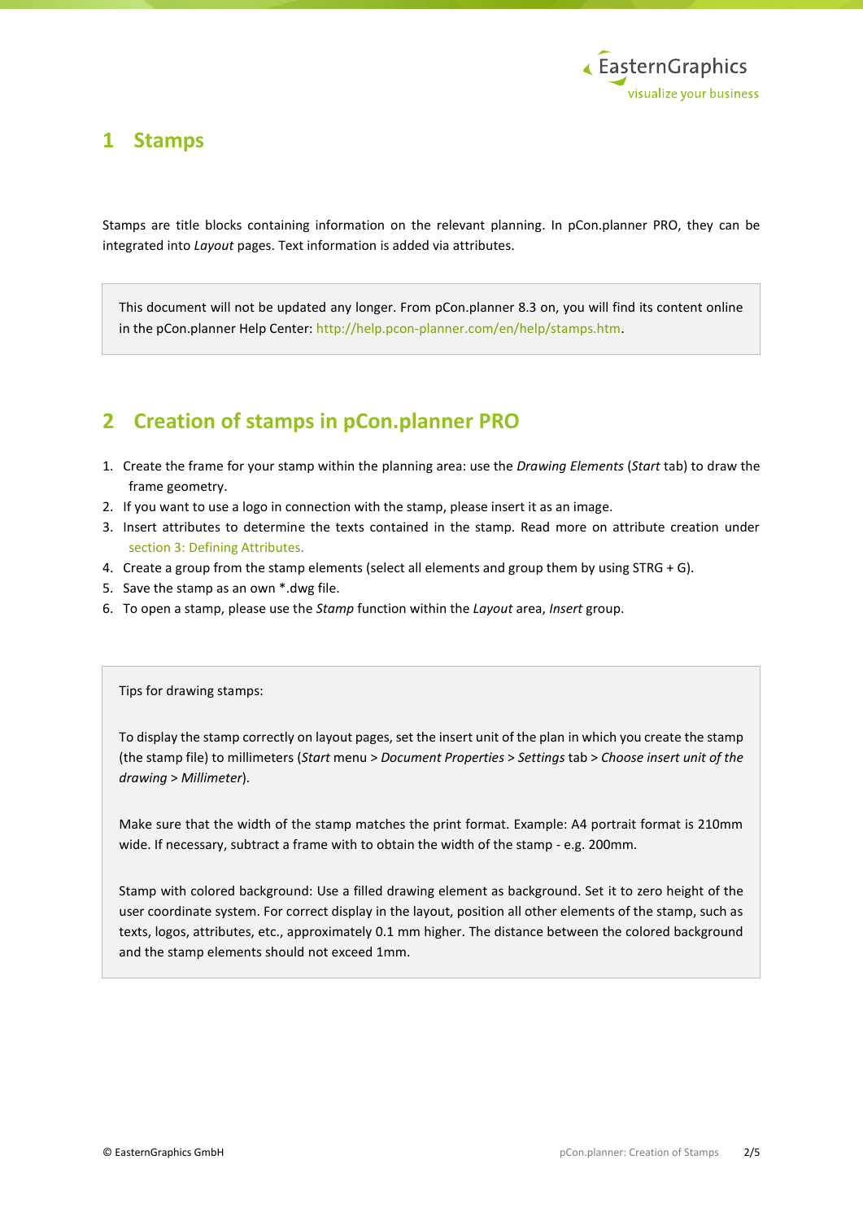# 1 Stamps

Stamps are title blocks containing information on the relevant planning. In pCon.planner PRO, they can be integrated into *Layout* pages. Text information is added via attributes.

> This document will not be updated any longer. From pCon.planner 8.3 on, you will find its content online in the pCon.planner Help Center: http://help.pcon-planner.com/en/help/stamps.htm.

# 2 Creation of stamps in pCon.planner PRO

1. Create the frame for your stamp within the planning area: use the *Drawing Elements* (*Start* tab) to draw the frame geometry.
2. If you want to use a logo in connection with the stamp, please insert it as an image.
3. Insert attributes to determine the texts contained in the stamp. Read more on attribute creation under section 3: Defining Attributes.
4. Create a group from the stamp elements (select all elements and group them by using STRG + G).
5. Save the stamp as an own *.dwg file.
6. To open a stamp, please use the *Stamp* function within the *Layout* area, *Insert* group.

> Tips for drawing stamps:
>
> To display the stamp correctly on layout pages, set the insert unit of the plan in which you create the stamp (the stamp file) to millimeters (*Start* menu > *Document Properties* > *Settings* tab > *Choose insert unit of the drawing* > *Millimeter*).
>
> Make sure that the width of the stamp matches the print format. Example: A4 portrait format is 210mm wide. If necessary, subtract a frame with to obtain the width of the stamp - e.g. 200mm.
>
> Stamp with colored background: Use a filled drawing element as background. Set it to zero height of the user coordinate system. For correct display in the layout, position all other elements of the stamp, such as texts, logos, attributes, etc., approximately 0.1 mm higher. The distance between the colored background and the stamp elements should not exceed 1mm.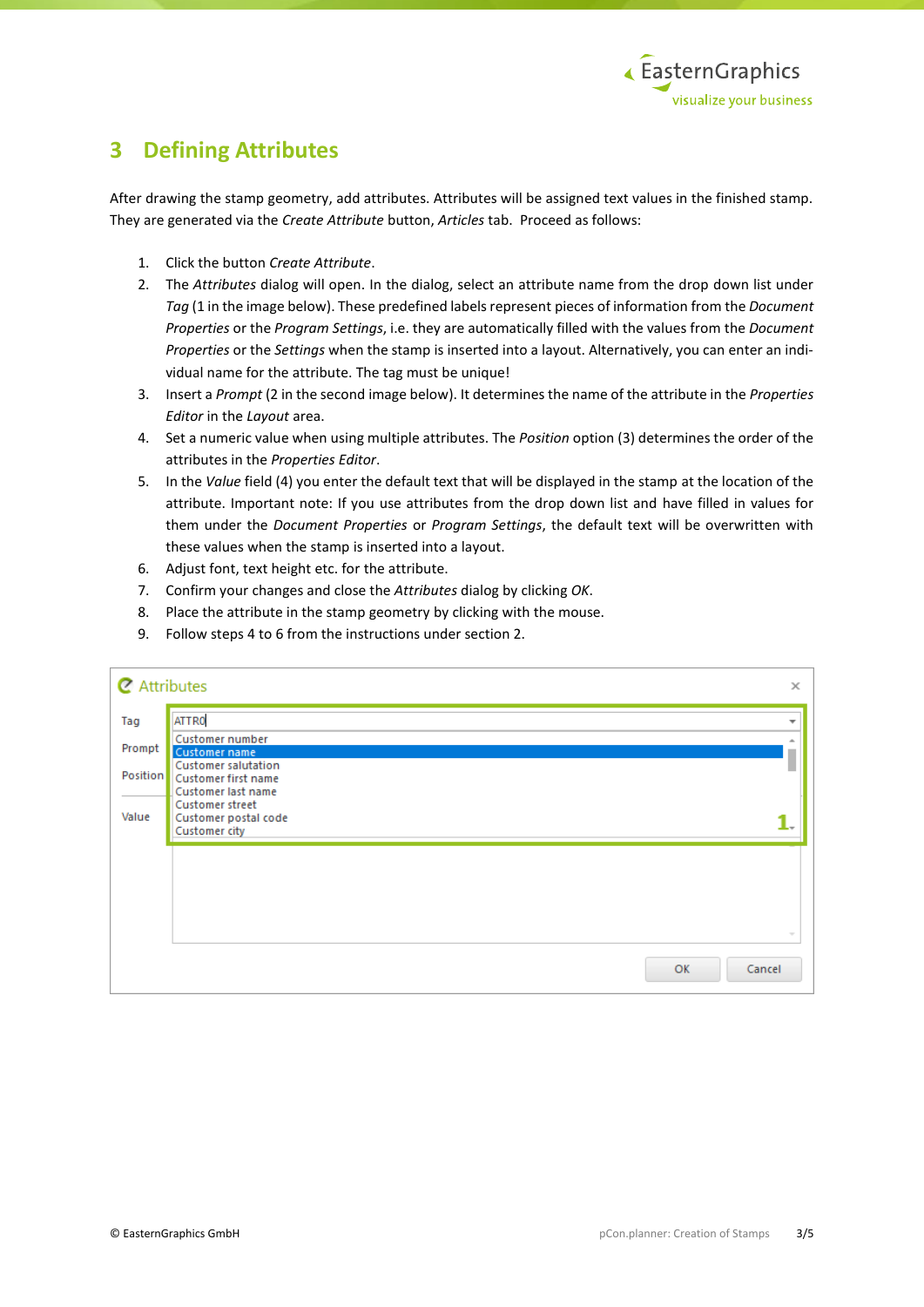# 3 Defining Attributes

After drawing the stamp geometry, add attributes. Attributes will be assigned text values in the finished stamp. They are generated via the *Create Attribute* button, *Articles* tab. Proceed as follows:

1. Click the button *Create Attribute*.
2. The *Attributes* dialog will open. In the dialog, select an attribute name from the drop down list under *Tag* (1 in the image below). These predefined labels represent pieces of information from the *Document Properties* or the *Program Settings*, i.e. they are automatically filled with the values from the *Document Properties* or the *Settings* when the stamp is inserted into a layout. Alternatively, you can enter an individual name for the attribute. The tag must be unique!
3. Insert a *Prompt* (2 in the second image below). It determines the name of the attribute in the *Properties Editor* in the *Layout* area.
4. Set a numeric value when using multiple attributes. The *Position* option (3) determines the order of the attributes in the *Properties Editor*.
5. In the *Value* field (4) you enter the default text that will be displayed in the stamp at the location of the attribute. Important note: If you use attributes from the drop down list and have filled in values for them under the *Document Properties* or *Program Settings*, the default text will be overwritten with these values when the stamp is inserted into a layout.
6. Adjust font, text height etc. for the attribute.
7. Confirm your changes and close the *Attributes* dialog by clicking *OK*.
8. Place the attribute in the stamp geometry by clicking with the mouse.
9. Follow steps 4 to 6 from the instructions under section 2.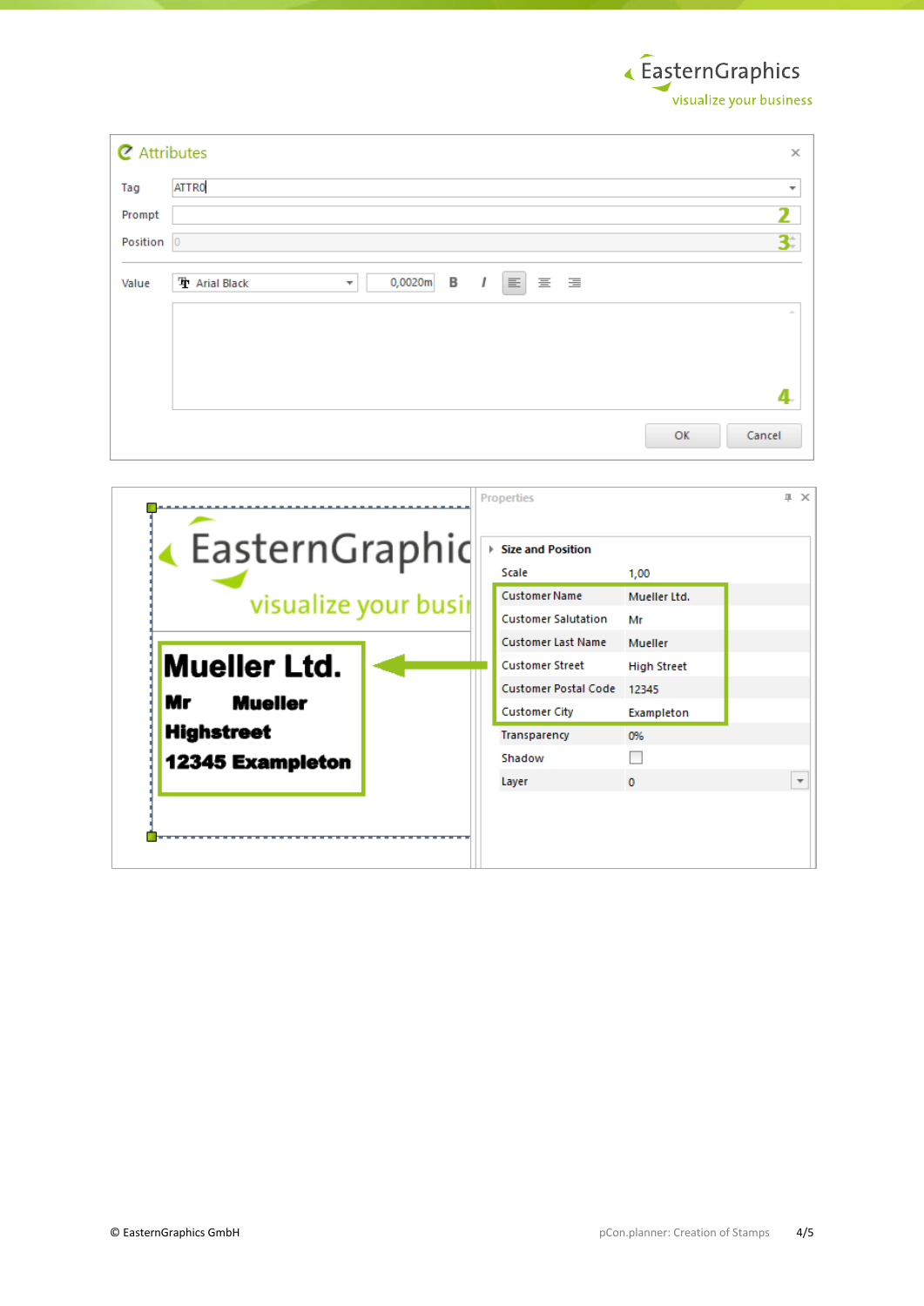**Attributes**

| | |
|---|---|
| Tag | ATTR0 |
| Prompt | 2 |
| Position | 0 3 |
| Value | Arial Black 0,0020m B I |
| | 4 |

OK Cancel

**Mueller Ltd.**

**Mr Mueller**

**Highstreet**

**12345 Exampleton**

**Properties**

**Size and Position**

| | |
|---|---|
| Scale | 1,00 |
| Customer Name | Mueller Ltd. |
| Customer Salutation | Mr |
| Customer Last Name | Mueller |
| Customer Street | High Street |
| Customer Postal Code | 12345 |
| Customer City | Exampleton |
| Transparency | 0% |
| Shadow | |
| Layer | 0 |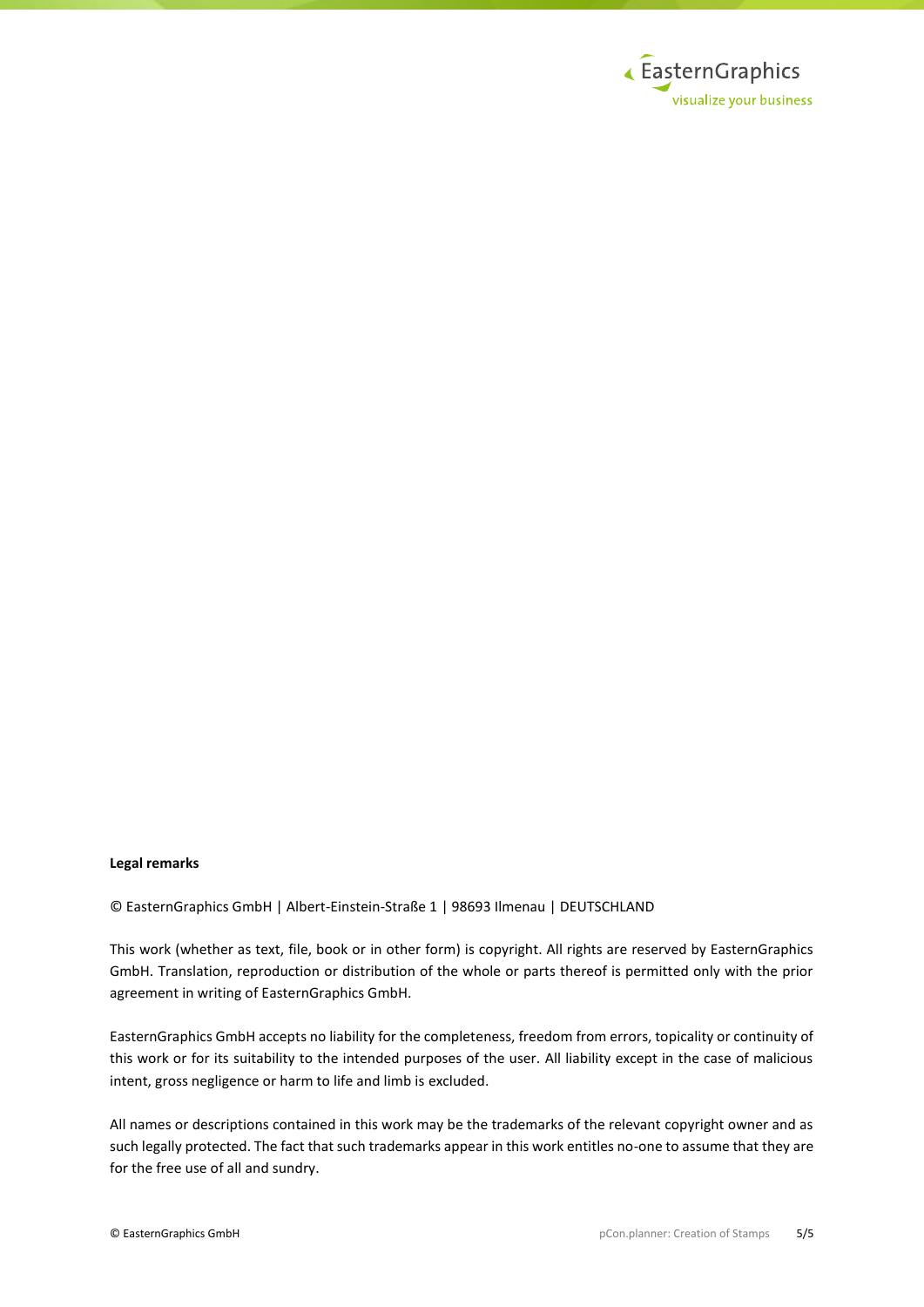**Legal remarks**

© EasternGraphics GmbH | Albert-Einstein-Straße 1 | 98693 Ilmenau | DEUTSCHLAND

This work (whether as text, file, book or in other form) is copyright. All rights are reserved by EasternGraphics GmbH. Translation, reproduction or distribution of the whole or parts thereof is permitted only with the prior agreement in writing of EasternGraphics GmbH.

EasternGraphics GmbH accepts no liability for the completeness, freedom from errors, topicality or continuity of this work or for its suitability to the intended purposes of the user. All liability except in the case of malicious intent, gross negligence or harm to life and limb is excluded.

All names or descriptions contained in this work may be the trademarks of the relevant copyright owner and as such legally protected. The fact that such trademarks appear in this work entitles no-one to assume that they are for the free use of all and sundry.